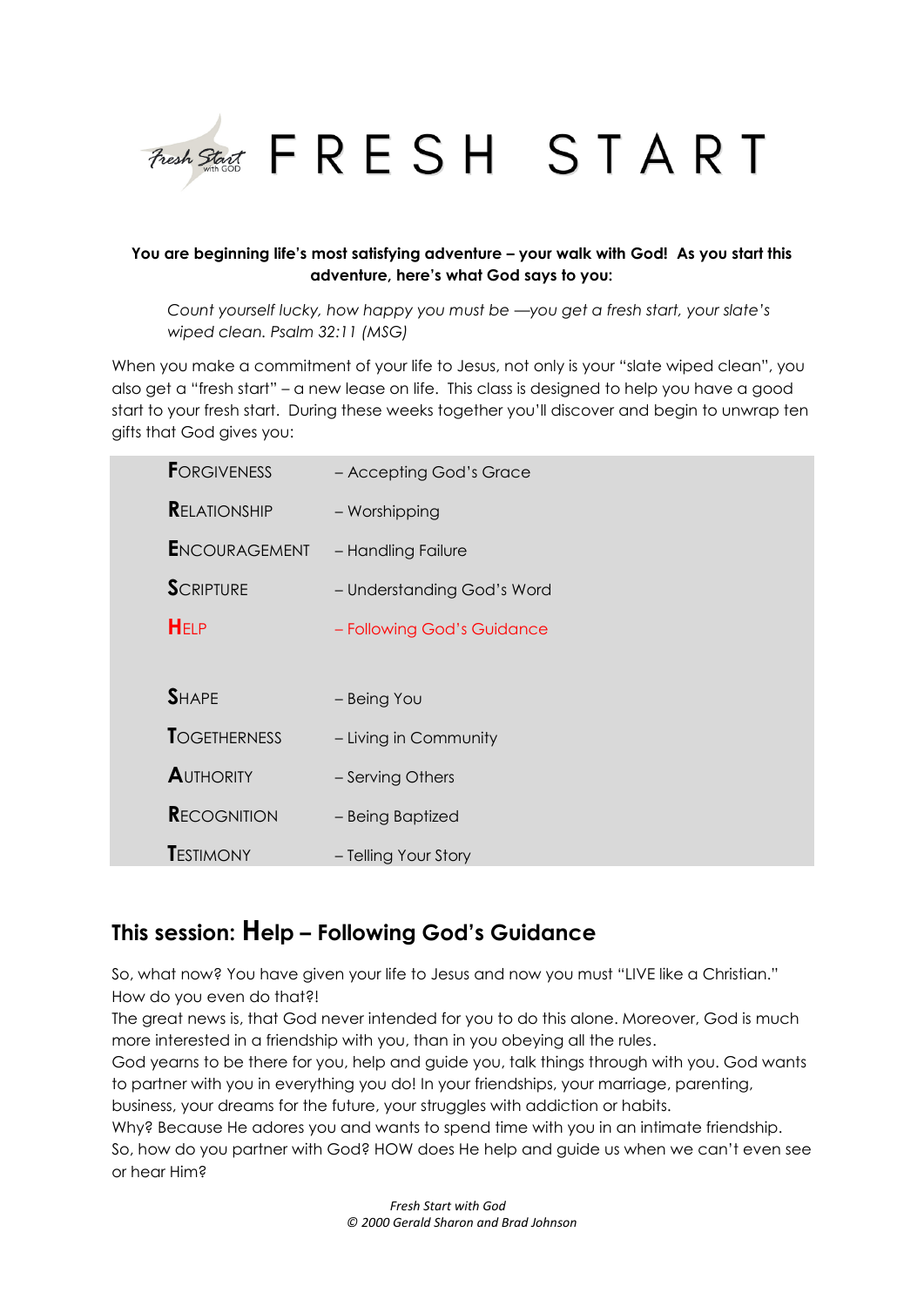# FRESH START

**You are beginning life's most satisfying adventure – your walk with God! As you start this adventure, here's what God says to you:**

> *Count yourself lucky, how happy you must be —you get a fresh start, your slate's wiped clean. Psalm 32:11 (MSG)*

When you make a commitment of your life to Jesus, not only is your "slate wiped clean", you also get a "fresh start" – a new lease on life. This class is designed to help you have a good start to your fresh start. During these weeks together you'll discover and begin to unwrap ten gifts that God gives you:

| | |
|---|---|
| **F**ORGIVENESS | – Accepting God's Grace |
| **R**ELATIONSHIP | – Worshipping |
| **E**NCOURAGEMENT | – Handling Failure |
| **S**CRIPTURE | – Understanding God's Word |
| **H**ELP | – Following God's Guidance |
| **S**HAPE | – Being You |
| **T**OGETHERNESS | – Living in Community |
| **A**UTHORITY | – Serving Others |
| **R**ECOGNITION | – Being Baptized |
| **T**ESTIMONY | – Telling Your Story |

## This session: Help – Following God's Guidance

So, what now? You have given your life to Jesus and now you must "LIVE like a Christian." How do you even do that?!

The great news is, that God never intended for you to do this alone. Moreover, God is much more interested in a friendship with you, than in you obeying all the rules.

God yearns to be there for you, help and guide you, talk things through with you. God wants to partner with you in everything you do! In your friendships, your marriage, parenting, business, your dreams for the future, your struggles with addiction or habits.

Why? Because He adores you and wants to spend time with you in an intimate friendship.

So, how do you partner with God? HOW does He help and guide us when we can't even see or hear Him?

*Fresh Start with God*
*© 2000 Gerald Sharon and Brad Johnson*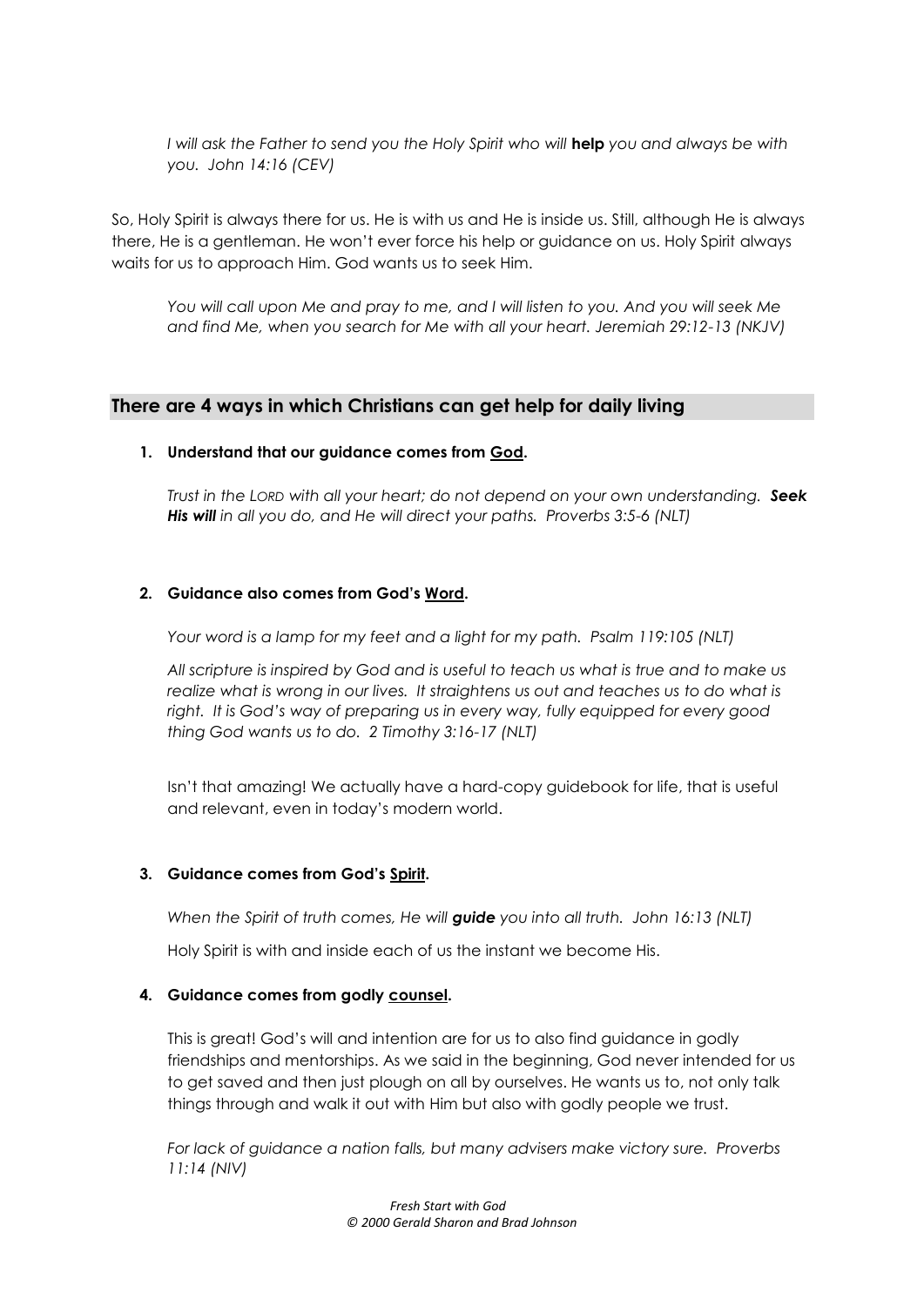*I will ask the Father to send you the Holy Spirit who will* **help** *you and always be with you. John 14:16 (CEV)*

So, Holy Spirit is always there for us. He is with us and He is inside us. Still, although He is always there, He is a gentleman. He won't ever force his help or guidance on us. Holy Spirit always waits for us to approach Him. God wants us to seek Him.

*You will call upon Me and pray to me, and I will listen to you. And you will seek Me and find Me, when you search for Me with all your heart. Jeremiah 29:12-13 (NKJV)*

## There are 4 ways in which Christians can get help for daily living

1. **Understand that our guidance comes from <u>God</u>.**

   *Trust in the LORD with all your heart; do not depend on your own understanding.* ***Seek His will*** *in all you do, and He will direct your paths. Proverbs 3:5-6 (NLT)*

2. **Guidance also comes from God's <u>Word</u>.**

   *Your word is a lamp for my feet and a light for my path. Psalm 119:105 (NLT)*

   *All scripture is inspired by God and is useful to teach us what is true and to make us realize what is wrong in our lives. It straightens us out and teaches us to do what is right. It is God's way of preparing us in every way, fully equipped for every good thing God wants us to do. 2 Timothy 3:16-17 (NLT)*

   Isn't that amazing! We actually have a hard-copy guidebook for life, that is useful and relevant, even in today's modern world.

3. **Guidance comes from God's <u>Spirit</u>.**

   *When the Spirit of truth comes, He will* ***guide*** *you into all truth. John 16:13 (NLT)*

   Holy Spirit is with and inside each of us the instant we become His.

4. **Guidance comes from godly <u>counsel</u>.**

   This is great! God's will and intention are for us to also find guidance in godly friendships and mentorships. As we said in the beginning, God never intended for us to get saved and then just plough on all by ourselves. He wants us to, not only talk things through and walk it out with Him but also with godly people we trust.

   *For lack of guidance a nation falls, but many advisers make victory sure. Proverbs 11:14 (NIV)*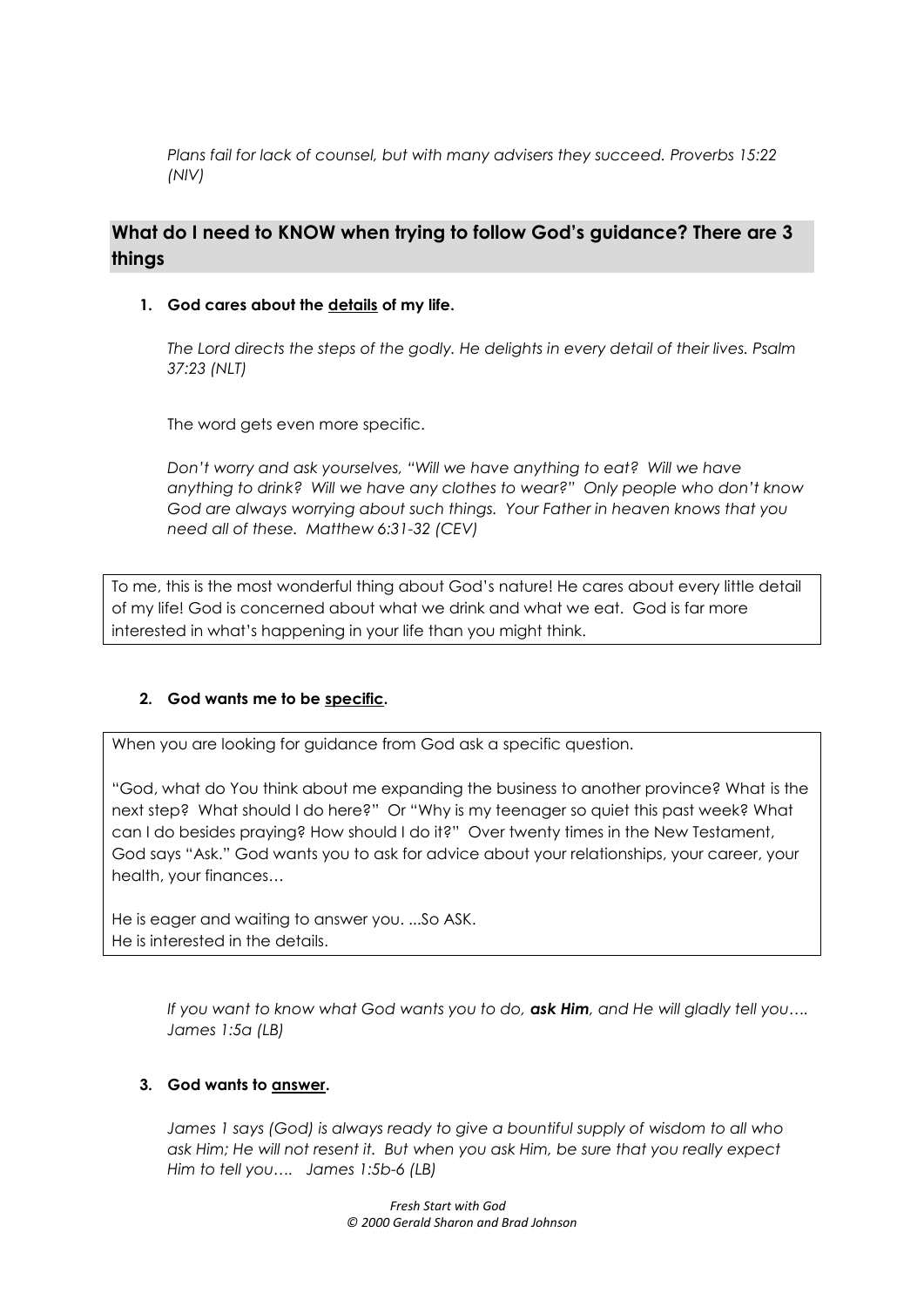*Plans fail for lack of counsel, but with many advisers they succeed. Proverbs 15:22 (NIV)*

## What do I need to KNOW when trying to follow God's guidance? There are 3 things

1. **God cares about the <u>details</u> of my life.**

   *The Lord directs the steps of the godly. He delights in every detail of their lives. Psalm 37:23 (NLT)*

   The word gets even more specific.

   *Don't worry and ask yourselves, "Will we have anything to eat? Will we have anything to drink? Will we have any clothes to wear?" Only people who don't know God are always worrying about such things. Your Father in heaven knows that you need all of these. Matthew 6:31-32 (CEV)*

To me, this is the most wonderful thing about God's nature! He cares about every little detail of my life! God is concerned about what we drink and what we eat. God is far more interested in what's happening in your life than you might think.

2. **God wants me to be <u>specific</u>.**

When you are looking for guidance from God ask a specific question.

"God, what do You think about me expanding the business to another province? What is the next step? What should I do here?" Or "Why is my teenager so quiet this past week? What can I do besides praying? How should I do it?" Over twenty times in the New Testament, God says "Ask." God wants you to ask for advice about your relationships, your career, your health, your finances…

He is eager and waiting to answer you. ...So ASK.
He is interested in the details.

*If you want to know what God wants you to do, **ask Him**, and He will gladly tell you…. James 1:5a (LB)*

3. **God wants to <u>answer</u>.**

   *James 1 says (God) is always ready to give a bountiful supply of wisdom to all who ask Him; He will not resent it. But when you ask Him, be sure that you really expect Him to tell you…. James 1:5b-6 (LB)*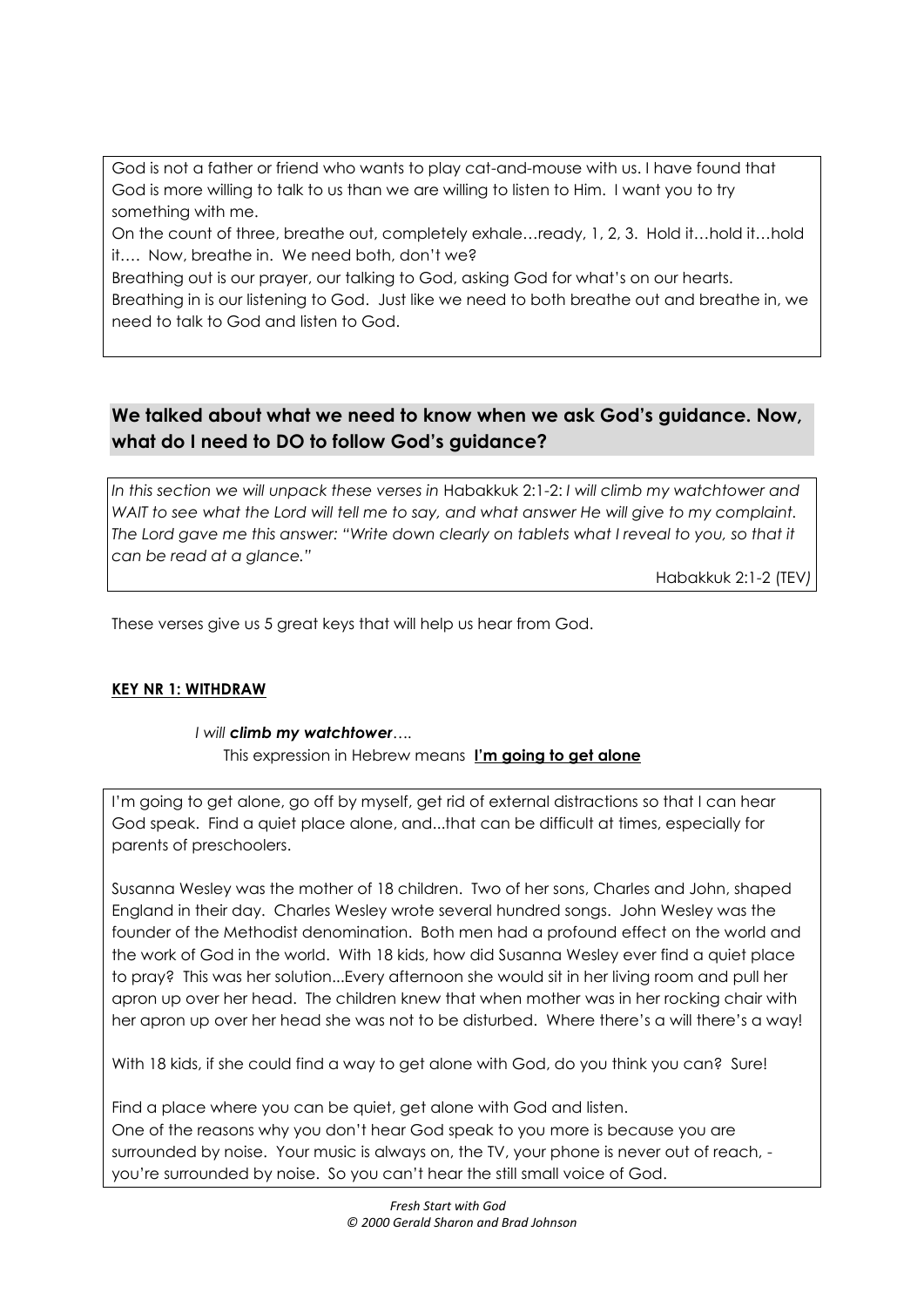God is not a father or friend who wants to play cat-and-mouse with us. I have found that God is more willing to talk to us than we are willing to listen to Him. I want you to try something with me.

On the count of three, breathe out, completely exhale…ready, 1, 2, 3. Hold it…hold it…hold it…. Now, breathe in. We need both, don't we?

Breathing out is our prayer, our talking to God, asking God for what's on our hearts. Breathing in is our listening to God. Just like we need to both breathe out and breathe in, we need to talk to God and listen to God.

## We talked about what we need to know when we ask God's guidance. Now, what do I need to DO to follow God's guidance?

*In this section we will unpack these verses in* Habakkuk 2:1-2: *I will climb my watchtower and WAIT to see what the Lord will tell me to say, and what answer He will give to my complaint. The Lord gave me this answer: "Write down clearly on tablets what I reveal to you, so that it can be read at a glance."*

Habakkuk 2:1-2 (TEV*)*

These verses give us 5 great keys that will help us hear from God.

### KEY NR 1: WITHDRAW

*I will **climb my watchtower**….*

This expression in Hebrew means **I'm going to get alone**

I'm going to get alone, go off by myself, get rid of external distractions so that I can hear God speak. Find a quiet place alone, and...that can be difficult at times, especially for parents of preschoolers.

Susanna Wesley was the mother of 18 children. Two of her sons, Charles and John, shaped England in their day. Charles Wesley wrote several hundred songs. John Wesley was the founder of the Methodist denomination. Both men had a profound effect on the world and the work of God in the world. With 18 kids, how did Susanna Wesley ever find a quiet place to pray? This was her solution...Every afternoon she would sit in her living room and pull her apron up over her head. The children knew that when mother was in her rocking chair with her apron up over her head she was not to be disturbed. Where there's a will there's a way!

With 18 kids, if she could find a way to get alone with God, do you think you can? Sure!

Find a place where you can be quiet, get alone with God and listen.
One of the reasons why you don't hear God speak to you more is because you are surrounded by noise. Your music is always on, the TV, your phone is never out of reach, - you're surrounded by noise. So you can't hear the still small voice of God.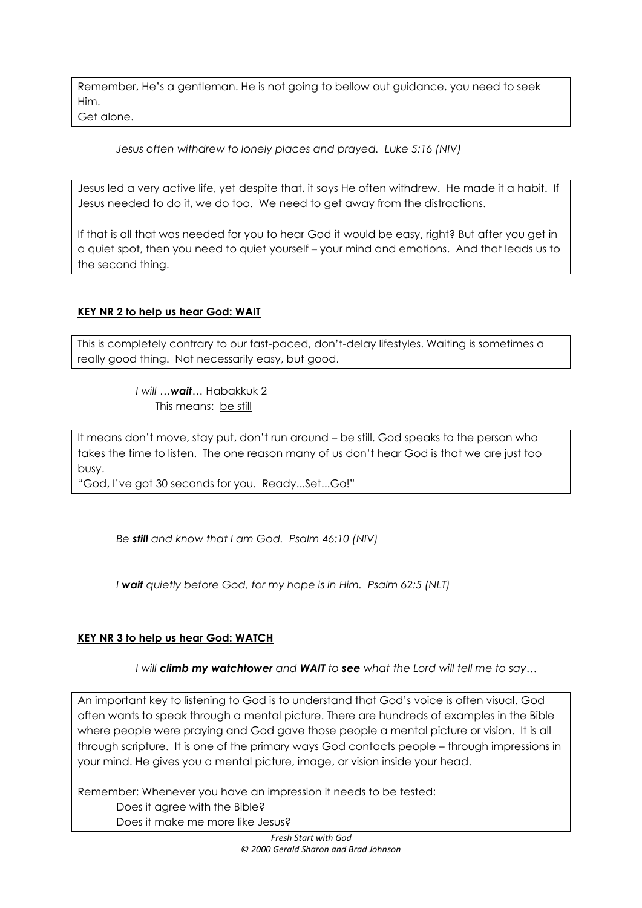Remember, He's a gentleman. He is not going to bellow out guidance, you need to seek Him.
Get alone.

*Jesus often withdrew to lonely places and prayed. Luke 5:16 (NIV)*

Jesus led a very active life, yet despite that, it says He often withdrew. He made it a habit. If Jesus needed to do it, we do too. We need to get away from the distractions.

If that is all that was needed for you to hear God it would be easy, right? But after you get in a quiet spot, then you need to quiet yourself – your mind and emotions. And that leads us to the second thing.

**KEY NR 2 to help us hear God: WAIT**

This is completely contrary to our fast-paced, don't-delay lifestyles. Waiting is sometimes a really good thing. Not necessarily easy, but good.

*I will …**wait**…* Habakkuk 2
This means: be still

It means don't move, stay put, don't run around – be still. God speaks to the person who takes the time to listen. The one reason many of us don't hear God is that we are just too busy.
"God, I've got 30 seconds for you. Ready...Set...Go!"

*Be **still** and know that I am God. Psalm 46:10 (NIV)*

*I **wait** quietly before God, for my hope is in Him. Psalm 62:5 (NLT)*

**KEY NR 3 to help us hear God: WATCH**

*I will **climb my watchtower** and **WAIT** to **see** what the Lord will tell me to say…*

An important key to listening to God is to understand that God's voice is often visual. God often wants to speak through a mental picture. There are hundreds of examples in the Bible where people were praying and God gave those people a mental picture or vision. It is all through scripture. It is one of the primary ways God contacts people – through impressions in your mind. He gives you a mental picture, image, or vision inside your head.

Remember: Whenever you have an impression it needs to be tested:
- Does it agree with the Bible?
- Does it make me more like Jesus?

*Fresh Start with God*
*© 2000 Gerald Sharon and Brad Johnson*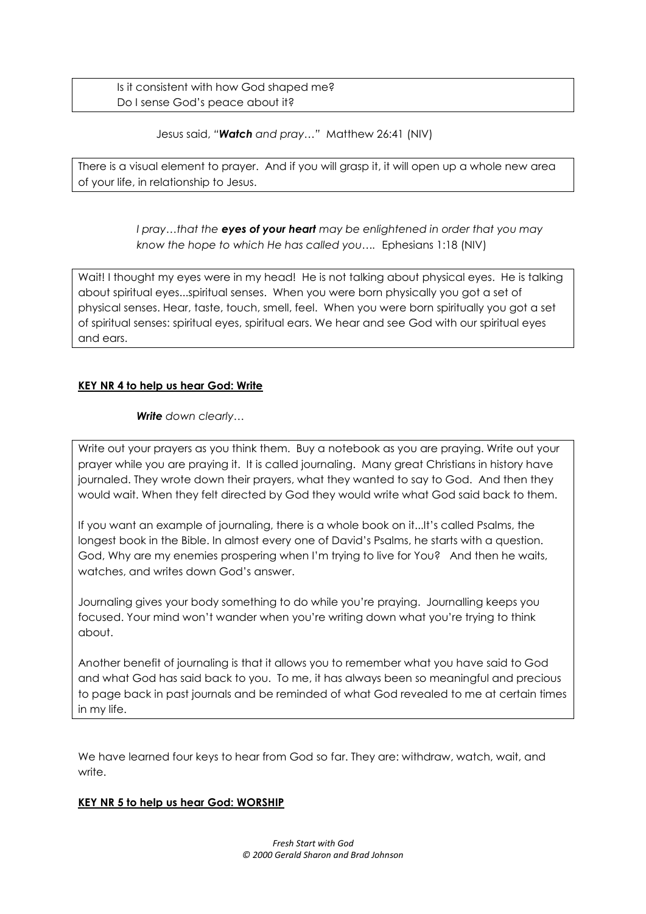Is it consistent with how God shaped me?
Do I sense God's peace about it?

Jesus said, "***Watch** and pray…*" Matthew 26:41 (NIV)

There is a visual element to prayer. And if you will grasp it, it will open up a whole new area of your life, in relationship to Jesus.

> *I pray…that the **eyes of your heart** may be enlightened in order that you may know the hope to which He has called you….* Ephesians 1:18 (NIV)

Wait! I thought my eyes were in my head! He is not talking about physical eyes. He is talking about spiritual eyes...spiritual senses. When you were born physically you got a set of physical senses. Hear, taste, touch, smell, feel. When you were born spiritually you got a set of spiritual senses: spiritual eyes, spiritual ears. We hear and see God with our spiritual eyes and ears.

**KEY NR 4 to help us hear God: Write**

***Write** down clearly…*

Write out your prayers as you think them. Buy a notebook as you are praying. Write out your prayer while you are praying it. It is called journaling. Many great Christians in history have journaled. They wrote down their prayers, what they wanted to say to God. And then they would wait. When they felt directed by God they would write what God said back to them.

If you want an example of journaling, there is a whole book on it...It's called Psalms, the longest book in the Bible. In almost every one of David's Psalms, he starts with a question. God, Why are my enemies prospering when I'm trying to live for You? And then he waits, watches, and writes down God's answer.

Journaling gives your body something to do while you're praying. Journalling keeps you focused. Your mind won't wander when you're writing down what you're trying to think about.

Another benefit of journaling is that it allows you to remember what you have said to God and what God has said back to you. To me, it has always been so meaningful and precious to page back in past journals and be reminded of what God revealed to me at certain times in my life.

We have learned four keys to hear from God so far. They are: withdraw, watch, wait, and write.

**KEY NR 5 to help us hear God: WORSHIP**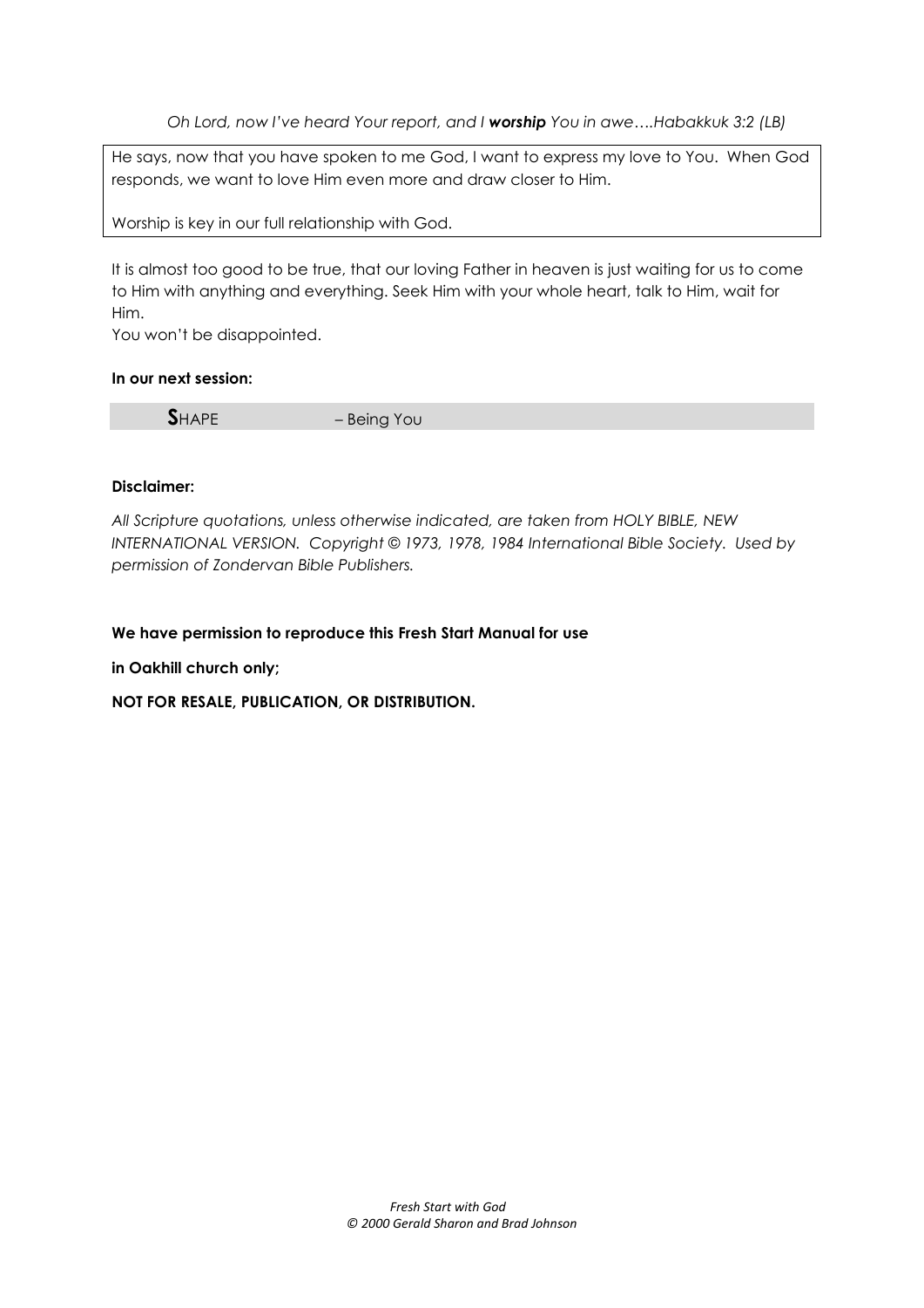*Oh Lord, now I've heard Your report, and I **worship** You in awe….Habakkuk 3:2 (LB)*

He says, now that you have spoken to me God, I want to express my love to You. When God responds, we want to love Him even more and draw closer to Him.

Worship is key in our full relationship with God.

It is almost too good to be true, that our loving Father in heaven is just waiting for us to come to Him with anything and everything. Seek Him with your whole heart, talk to Him, wait for Him.
You won't be disappointed.

**In our next session:**

**S**HAPE – Being You

**Disclaimer:**

*All Scripture quotations, unless otherwise indicated, are taken from HOLY BIBLE, NEW INTERNATIONAL VERSION. Copyright © 1973, 1978, 1984 International Bible Society. Used by permission of Zondervan Bible Publishers.*

**We have permission to reproduce this Fresh Start Manual for use**

**in Oakhill church only;**

**NOT FOR RESALE, PUBLICATION, OR DISTRIBUTION.**